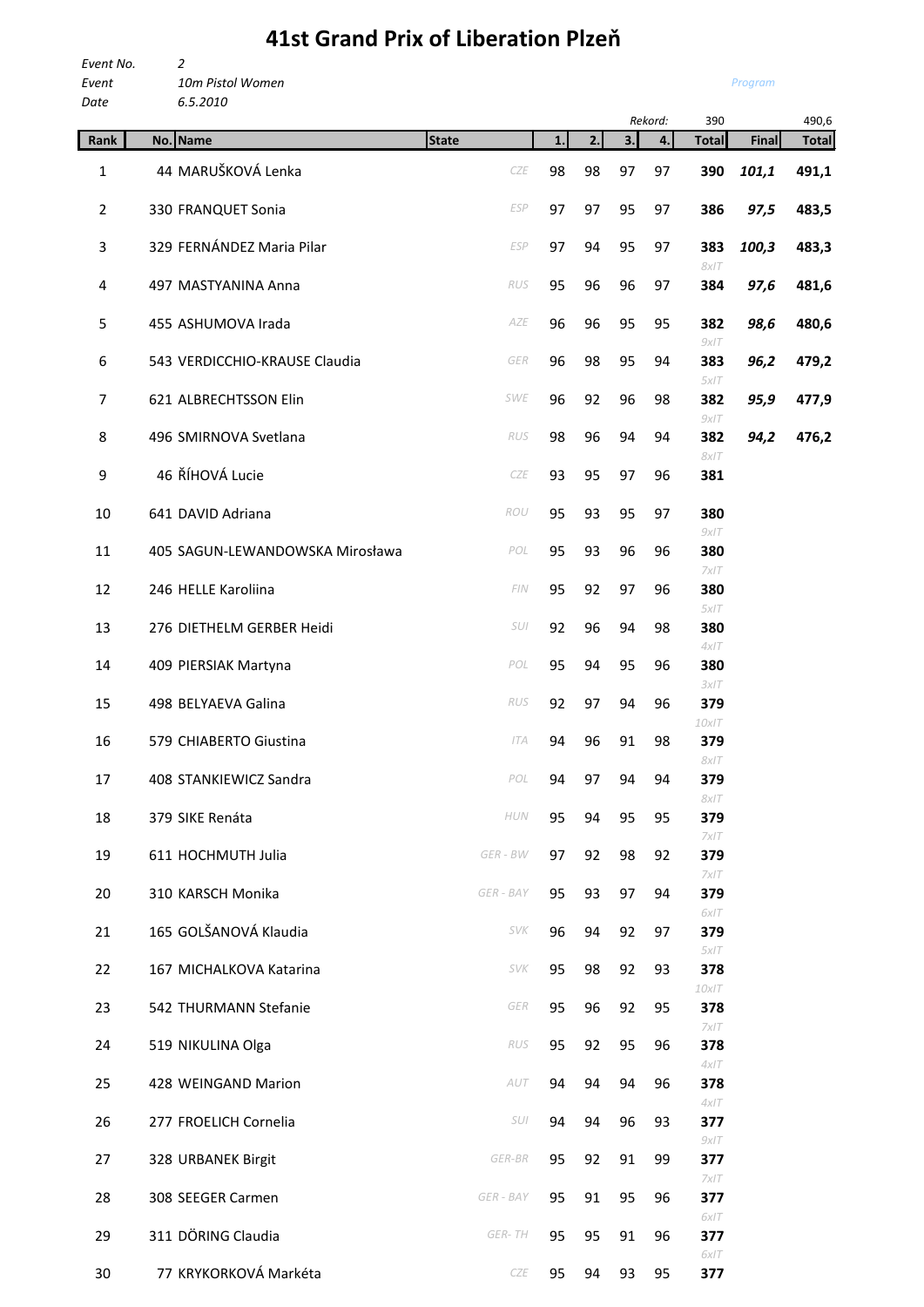# 41st Grand Prix of Liberation Plzeň

*Event No.* 2
*Event* *10m Pistol Women*
*Date* *6.5.2010*

*Program*

| | | | | | | *Rekord:* | 390 | | 490,6 |
|---|---|---|---|---|---|---|---|---|---|
| **Rank** | **No. Name** | **State** | **1.** | **2.** | **3.** | **4.** | **Total** | **Final** | **Total** |
| 1 | 44 MARUŠKOVÁ Lenka | CZE | 98 | 98 | 97 | 97 | **390** | ***101,1*** | **491,1** |
| 2 | 330 FRANQUET Sonia | ESP | 97 | 97 | 95 | 97 | **386** | ***97,5*** | **483,5** |
| 3 | 329 FERNÁNDEZ Maria Pilar | ESP | 97 | 94 | 95 | 97 | **383** *8xIT* | ***100,3*** | **483,3** |
| 4 | 497 MASTYANINA Anna | RUS | 95 | 96 | 96 | 97 | **384** | ***97,6*** | **481,6** |
| 5 | 455 ASHUMOVA Irada | AZE | 96 | 96 | 95 | 95 | **382** *9xIT* | ***98,6*** | **480,6** |
| 6 | 543 VERDICCHIO-KRAUSE Claudia | GER | 96 | 98 | 95 | 94 | **383** *5xIT* | ***96,2*** | **479,2** |
| 7 | 621 ALBRECHTSSON Elin | SWE | 96 | 92 | 96 | 98 | **382** *9xIT* | ***95,9*** | **477,9** |
| 8 | 496 SMIRNOVA Svetlana | RUS | 98 | 96 | 94 | 94 | **382** *8xIT* | ***94,2*** | **476,2** |
| 9 | 46 ŘÍHOVÁ Lucie | CZE | 93 | 95 | 97 | 96 | **381** | | |
| 10 | 641 DAVID Adriana | ROU | 95 | 93 | 95 | 97 | **380** *9xIT* | | |
| 11 | 405 SAGUN-LEWANDOWSKA Mirosława | POL | 95 | 93 | 96 | 96 | **380** *7xIT* | | |
| 12 | 246 HELLE Karoliina | FIN | 95 | 92 | 97 | 96 | **380** *5xIT* | | |
| 13 | 276 DIETHELM GERBER Heidi | SUI | 92 | 96 | 94 | 98 | **380** *4xIT* | | |
| 14 | 409 PIERSIAK Martyna | POL | 95 | 94 | 95 | 96 | **380** *3xIT* | | |
| 15 | 498 BELYAEVA Galina | RUS | 92 | 97 | 94 | 96 | **379** *10xIT* | | |
| 16 | 579 CHIABERTO Giustina | ITA | 94 | 96 | 91 | 98 | **379** *8xIT* | | |
| 17 | 408 STANKIEWICZ Sandra | POL | 94 | 97 | 94 | 94 | **379** *8xIT* | | |
| 18 | 379 SIKE Renáta | HUN | 95 | 94 | 95 | 95 | **379** *7xIT* | | |
| 19 | 611 HOCHMUTH Julia | GER - BW | 97 | 92 | 98 | 92 | **379** *7xIT* | | |
| 20 | 310 KARSCH Monika | GER - BAY | 95 | 93 | 97 | 94 | **379** *6xIT* | | |
| 21 | 165 GOLŠANOVÁ Klaudia | SVK | 96 | 94 | 92 | 97 | **379** *5xIT* | | |
| 22 | 167 MICHALKOVA Katarina | SVK | 95 | 98 | 92 | 93 | **378** *10xIT* | | |
| 23 | 542 THURMANN Stefanie | GER | 95 | 96 | 92 | 95 | **378** *7xIT* | | |
| 24 | 519 NIKULINA Olga | RUS | 95 | 92 | 95 | 96 | **378** *4xIT* | | |
| 25 | 428 WEINGAND Marion | AUT | 94 | 94 | 94 | 96 | **378** *4xIT* | | |
| 26 | 277 FROELICH Cornelia | SUI | 94 | 94 | 96 | 93 | **377** *9xIT* | | |
| 27 | 328 URBANEK Birgit | GER-BR | 95 | 92 | 91 | 99 | **377** *7xIT* | | |
| 28 | 308 SEEGER Carmen | GER - BAY | 95 | 91 | 95 | 96 | **377** *6xIT* | | |
| 29 | 311 DÖRING Claudia | GER- TH | 95 | 95 | 91 | 96 | **377** *6xIT* | | |
| 30 | 77 KRYKORKOVÁ Markéta | CZE | 95 | 94 | 93 | 95 | **377** | | |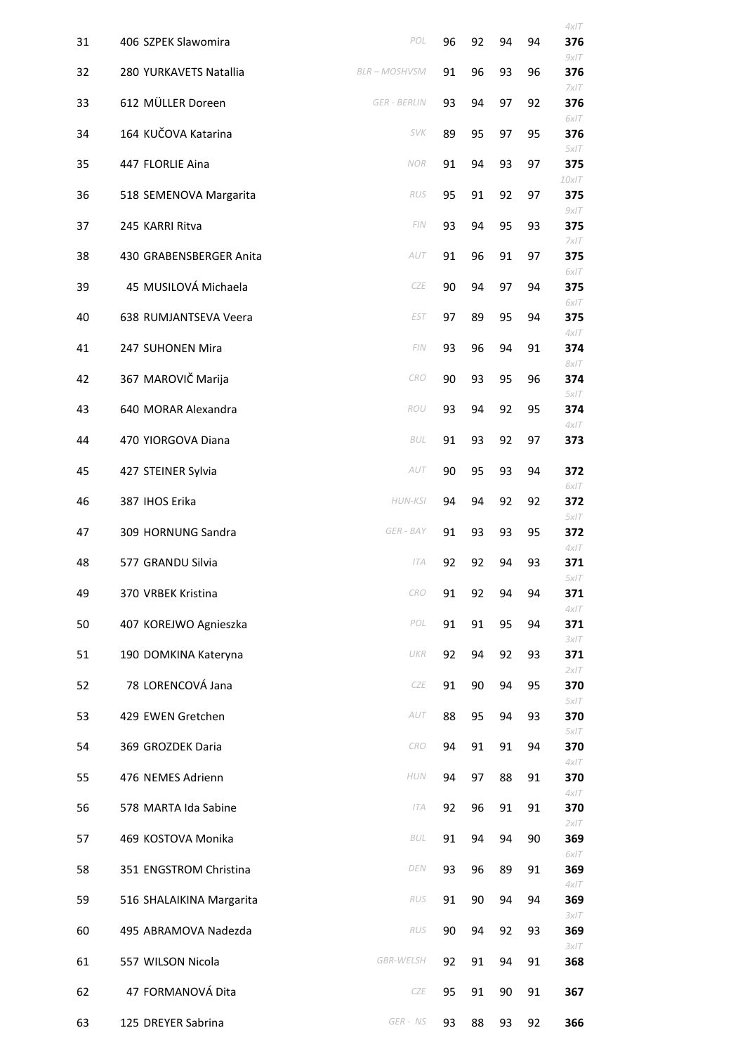| | | | | | | | |
|---|---|---|---|---|---|---|---|
| 31 | 406 SZPEK Slawomira | POL | 96 | 92 | 94 | 94 | 4xIT **376** |
| 32 | 280 YURKAVETS Natallia | BLR – MOSHVSM | 91 | 96 | 93 | 96 | 9xIT **376** |
| 33 | 612 MÜLLER Doreen | GER - BERLIN | 93 | 94 | 97 | 92 | 7xIT **376** |
| 34 | 164 KUČOVA Katarina | SVK | 89 | 95 | 97 | 95 | 6xIT **376** |
| 35 | 447 FLORLIE Aina | NOR | 91 | 94 | 93 | 97 | 5xIT **375** |
| 36 | 518 SEMENOVA Margarita | RUS | 95 | 91 | 92 | 97 | 10xIT **375** |
| 37 | 245 KARRI Ritva | FIN | 93 | 94 | 95 | 93 | 9xIT **375** |
| 38 | 430 GRABENSBERGER Anita | AUT | 91 | 96 | 91 | 97 | 7xIT **375** |
| 39 | 45 MUSILOVÁ Michaela | CZE | 90 | 94 | 97 | 94 | 6xIT **375** |
| 40 | 638 RUMJANTSEVA Veera | EST | 97 | 89 | 95 | 94 | 6xIT **375** |
| 41 | 247 SUHONEN Mira | FIN | 93 | 96 | 94 | 91 | 4xIT **374** |
| 42 | 367 MAROVIČ Marija | CRO | 90 | 93 | 95 | 96 | 8xIT **374** |
| 43 | 640 MORAR Alexandra | ROU | 93 | 94 | 92 | 95 | 5xIT **374** |
| 44 | 470 YIORGOVA Diana | BUL | 91 | 93 | 92 | 97 | 4xIT **373** |
| 45 | 427 STEINER Sylvia | AUT | 90 | 95 | 93 | 94 | **372** |
| 46 | 387 IHOS Erika | HUN-KSI | 94 | 94 | 92 | 92 | 6xIT **372** |
| 47 | 309 HORNUNG Sandra | GER - BAY | 91 | 93 | 93 | 95 | 5xIT **372** |
| 48 | 577 GRANDU Silvia | ITA | 92 | 92 | 94 | 93 | 4xIT **371** |
| 49 | 370 VRBEK Kristina | CRO | 91 | 92 | 94 | 94 | 5xIT **371** |
| 50 | 407 KOREJWO Agnieszka | POL | 91 | 91 | 95 | 94 | 4xIT **371** |
| 51 | 190 DOMKINA Kateryna | UKR | 92 | 94 | 92 | 93 | 3xIT **371** |
| 52 | 78 LORENCOVÁ Jana | CZE | 91 | 90 | 94 | 95 | 2xIT **370** |
| 53 | 429 EWEN Gretchen | AUT | 88 | 95 | 94 | 93 | 5xIT **370** |
| 54 | 369 GROZDEK Daria | CRO | 94 | 91 | 91 | 94 | 5xIT **370** |
| 55 | 476 NEMES Adrienn | HUN | 94 | 97 | 88 | 91 | 4xIT **370** |
| 56 | 578 MARTA Ida Sabine | ITA | 92 | 96 | 91 | 91 | 4xIT **370** |
| 57 | 469 KOSTOVA Monika | BUL | 91 | 94 | 94 | 90 | 2xIT **369** |
| 58 | 351 ENGSTROM Christina | DEN | 93 | 96 | 89 | 91 | 6xIT **369** |
| 59 | 516 SHALAIKINA Margarita | RUS | 91 | 90 | 94 | 94 | 4xIT **369** |
| 60 | 495 ABRAMOVA Nadezda | RUS | 90 | 94 | 92 | 93 | 3xIT **369** |
| 61 | 557 WILSON Nicola | GBR-WELSH | 92 | 91 | 94 | 91 | 3xIT **368** |
| 62 | 47 FORMANOVÁ Dita | CZE | 95 | 91 | 90 | 91 | **367** |
| 63 | 125 DREYER Sabrina | GER - NS | 93 | 88 | 93 | 92 | **366** |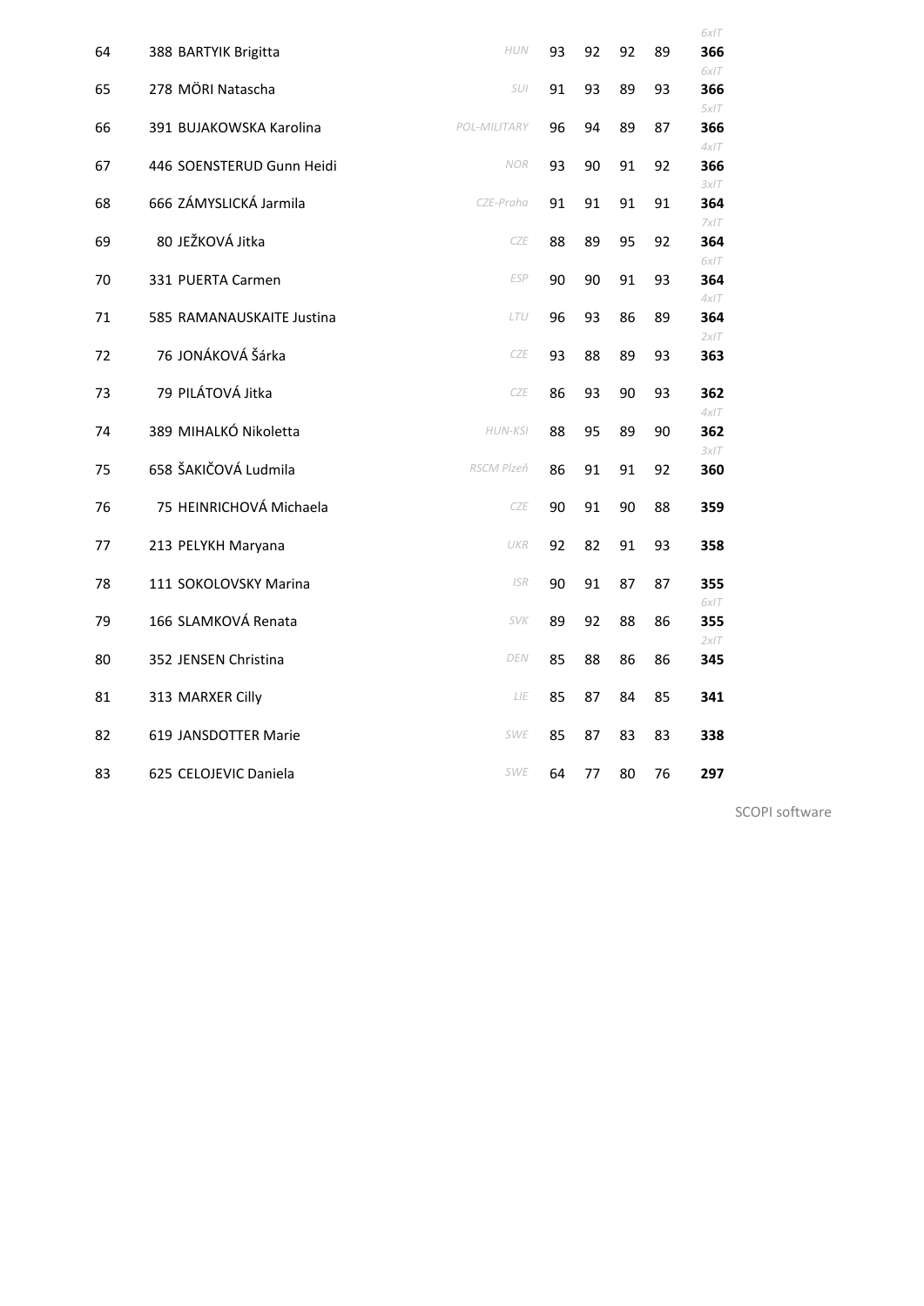| | | | | | | | |
|---|---|---|---|---|---|---|---|
| 64 | 388 BARTYIK Brigitta | *HUN* | 93 | 92 | 92 | 89 | *6xIT* **366** |
| 65 | 278 MÖRI Natascha | *SUI* | 91 | 93 | 89 | 93 | *6xIT* **366** |
| 66 | 391 BUJAKOWSKA Karolina | *POL-MILITARY* | 96 | 94 | 89 | 87 | *5xIT* **366** |
| 67 | 446 SOENSTERUD Gunn Heidi | *NOR* | 93 | 90 | 91 | 92 | *4xIT* **366** |
| 68 | 666 ZÁMYSLICKÁ Jarmila | *CZE-Praha* | 91 | 91 | 91 | 91 | *3xIT* **364** |
| 69 | 80 JEŽKOVÁ Jitka | *CZE* | 88 | 89 | 95 | 92 | *7xIT* **364** |
| 70 | 331 PUERTA Carmen | *ESP* | 90 | 90 | 91 | 93 | *6xIT* **364** |
| 71 | 585 RAMANAUSKAITE Justina | *LTU* | 96 | 93 | 86 | 89 | *4xIT* **364** |
| 72 | 76 JONÁKOVÁ Šárka | *CZE* | 93 | 88 | 89 | 93 | *2xIT* **363** |
| 73 | 79 PILÁTOVÁ Jitka | *CZE* | 86 | 93 | 90 | 93 | **362** |
| 74 | 389 MIHALKÓ Nikoletta | *HUN-KSI* | 88 | 95 | 89 | 90 | *4xIT* **362** |
| 75 | 658 ŠAKIČOVÁ Ludmila | *RSCM Plzeň* | 86 | 91 | 91 | 92 | *3xIT* **360** |
| 76 | 75 HEINRICHOVÁ Michaela | *CZE* | 90 | 91 | 90 | 88 | **359** |
| 77 | 213 PELYKH Maryana | *UKR* | 92 | 82 | 91 | 93 | **358** |
| 78 | 111 SOKOLOVSKY Marina | *ISR* | 90 | 91 | 87 | 87 | **355** |
| 79 | 166 SLAMKOVÁ Renata | *SVK* | 89 | 92 | 88 | 86 | *6xIT* **355** |
| 80 | 352 JENSEN Christina | *DEN* | 85 | 88 | 86 | 86 | *2xIT* **345** |
| 81 | 313 MARXER Cilly | *LIE* | 85 | 87 | 84 | 85 | **341** |
| 82 | 619 JANSDOTTER Marie | *SWE* | 85 | 87 | 83 | 83 | **338** |
| 83 | 625 CELOJEVIC Daniela | *SWE* | 64 | 77 | 80 | 76 | **297** |

SCOPI software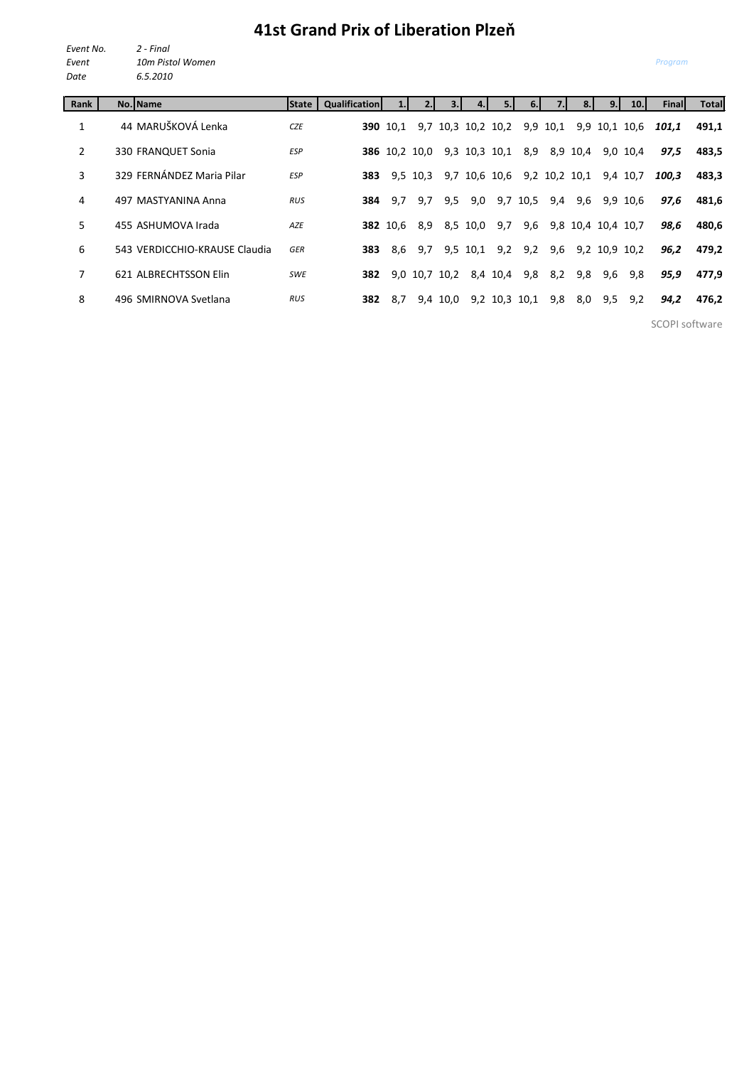# 41st Grand Prix of Liberation Plzeň

*Event No.* *2 - Final*
*Event* *10m Pistol Women*
*Date* *6.5.2010*

*Program*

| Rank | No. | Name | State | Qualification | 1. | 2. | 3. | 4. | 5. | 6. | 7. | 8. | 9. | 10. | Final | Total |
|---|---|---|---|---|---|---|---|---|---|---|---|---|---|---|---|---|
| 1 | 44 | MARUŠKOVÁ Lenka | *CZE* | **390** | 10,1 | 9,7 | 10,3 | 10,2 | 10,2 | 9,9 | 10,1 | 9,9 | 10,1 | 10,6 | ***101,1*** | **491,1** |
| 2 | 330 | FRANQUET Sonia | *ESP* | **386** | 10,2 | 10,0 | 9,3 | 10,3 | 10,1 | 8,9 | 8,9 | 10,4 | 9,0 | 10,4 | ***97,5*** | **483,5** |
| 3 | 329 | FERNÁNDEZ Maria Pilar | *ESP* | **383** | 9,5 | 10,3 | 9,7 | 10,6 | 10,6 | 9,2 | 10,2 | 10,1 | 9,4 | 10,7 | ***100,3*** | **483,3** |
| 4 | 497 | MASTYANINA Anna | *RUS* | **384** | 9,7 | 9,7 | 9,5 | 9,0 | 9,7 | 10,5 | 9,4 | 9,6 | 9,9 | 10,6 | ***97,6*** | **481,6** |
| 5 | 455 | ASHUMOVA Irada | *AZE* | **382** | 10,6 | 8,9 | 8,5 | 10,0 | 9,7 | 9,6 | 9,8 | 10,4 | 10,4 | 10,7 | ***98,6*** | **480,6** |
| 6 | 543 | VERDICCHIO-KRAUSE Claudia | *GER* | **383** | 8,6 | 9,7 | 9,5 | 10,1 | 9,2 | 9,2 | 9,6 | 9,2 | 10,9 | 10,2 | ***96,2*** | **479,2** |
| 7 | 621 | ALBRECHTSSON Elin | *SWE* | **382** | 9,0 | 10,7 | 10,2 | 8,4 | 10,4 | 9,8 | 8,2 | 9,8 | 9,6 | 9,8 | ***95,9*** | **477,9** |
| 8 | 496 | SMIRNOVA Svetlana | *RUS* | **382** | 8,7 | 9,4 | 10,0 | 9,2 | 10,3 | 10,1 | 9,8 | 8,0 | 9,5 | 9,2 | ***94,2*** | **476,2** |

SCOPI software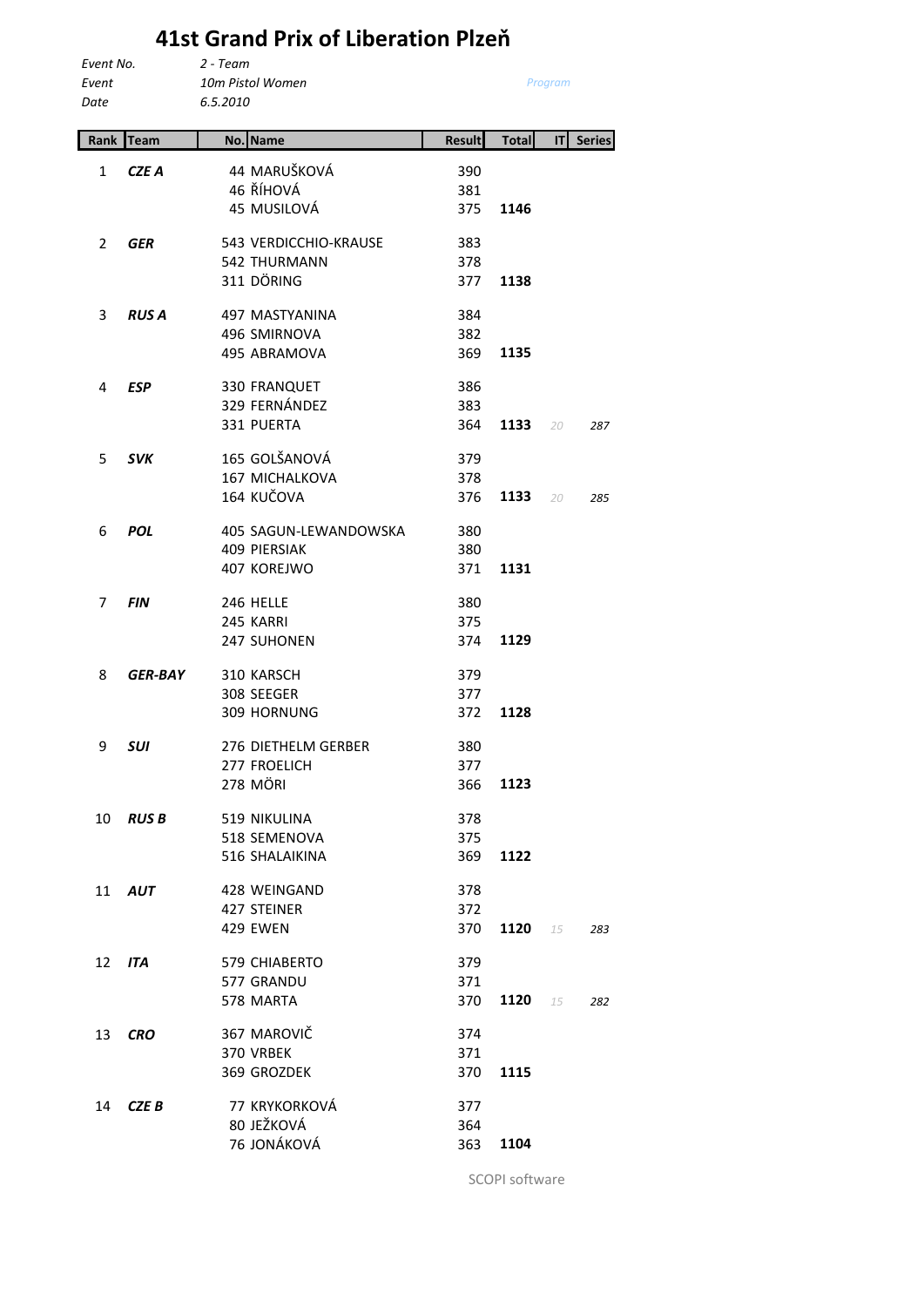# 41st Grand Prix of Liberation Plzeň

*Event No.* *2 - Team*

*Event* *10m Pistol Women* *Program*

*Date* *6.5.2010*

| Rank | Team | No. | Name | Result | Total | IT | Series |
|---|---|---|---|---|---|---|---|
| 1 | ***CZE A*** | 44 | MARUŠKOVÁ | 390 | | | |
| | | 46 | ŘÍHOVÁ | 381 | | | |
| | | 45 | MUSILOVÁ | 375 | **1146** | | |
| 2 | ***GER*** | 543 | VERDICCHIO-KRAUSE | 383 | | | |
| | | 542 | THURMANN | 378 | | | |
| | | 311 | DÖRING | 377 | **1138** | | |
| 3 | ***RUS A*** | 497 | MASTYANINA | 384 | | | |
| | | 496 | SMIRNOVA | 382 | | | |
| | | 495 | ABRAMOVA | 369 | **1135** | | |
| 4 | ***ESP*** | 330 | FRANQUET | 386 | | | |
| | | 329 | FERNÁNDEZ | 383 | | | |
| | | 331 | PUERTA | 364 | **1133** | *20* | *287* |
| 5 | ***SVK*** | 165 | GOLŠANOVÁ | 379 | | | |
| | | 167 | MICHALKOVA | 378 | | | |
| | | 164 | KUČOVA | 376 | **1133** | *20* | *285* |
| 6 | ***POL*** | 405 | SAGUN-LEWANDOWSKA | 380 | | | |
| | | 409 | PIERSIAK | 380 | | | |
| | | 407 | KOREJWO | 371 | **1131** | | |
| 7 | ***FIN*** | 246 | HELLE | 380 | | | |
| | | 245 | KARRI | 375 | | | |
| | | 247 | SUHONEN | 374 | **1129** | | |
| 8 | ***GER-BAY*** | 310 | KARSCH | 379 | | | |
| | | 308 | SEEGER | 377 | | | |
| | | 309 | HORNUNG | 372 | **1128** | | |
| 9 | ***SUI*** | 276 | DIETHELM GERBER | 380 | | | |
| | | 277 | FROELICH | 377 | | | |
| | | 278 | MÖRI | 366 | **1123** | | |
| 10 | ***RUS B*** | 519 | NIKULINA | 378 | | | |
| | | 518 | SEMENOVA | 375 | | | |
| | | 516 | SHALAIKINA | 369 | **1122** | | |
| 11 | ***AUT*** | 428 | WEINGAND | 378 | | | |
| | | 427 | STEINER | 372 | | | |
| | | 429 | EWEN | 370 | **1120** | *15* | *283* |
| 12 | ***ITA*** | 579 | CHIABERTO | 379 | | | |
| | | 577 | GRANDU | 371 | | | |
| | | 578 | MARTA | 370 | **1120** | *15* | *282* |
| 13 | ***CRO*** | 367 | MAROVIČ | 374 | | | |
| | | 370 | VRBEK | 371 | | | |
| | | 369 | GROZDEK | 370 | **1115** | | |
| 14 | ***CZE B*** | 77 | KRYKORKOVÁ | 377 | | | |
| | | 80 | JEŽKOVÁ | 364 | | | |
| | | 76 | JONÁKOVÁ | 363 | **1104** | | |

SCOPI software